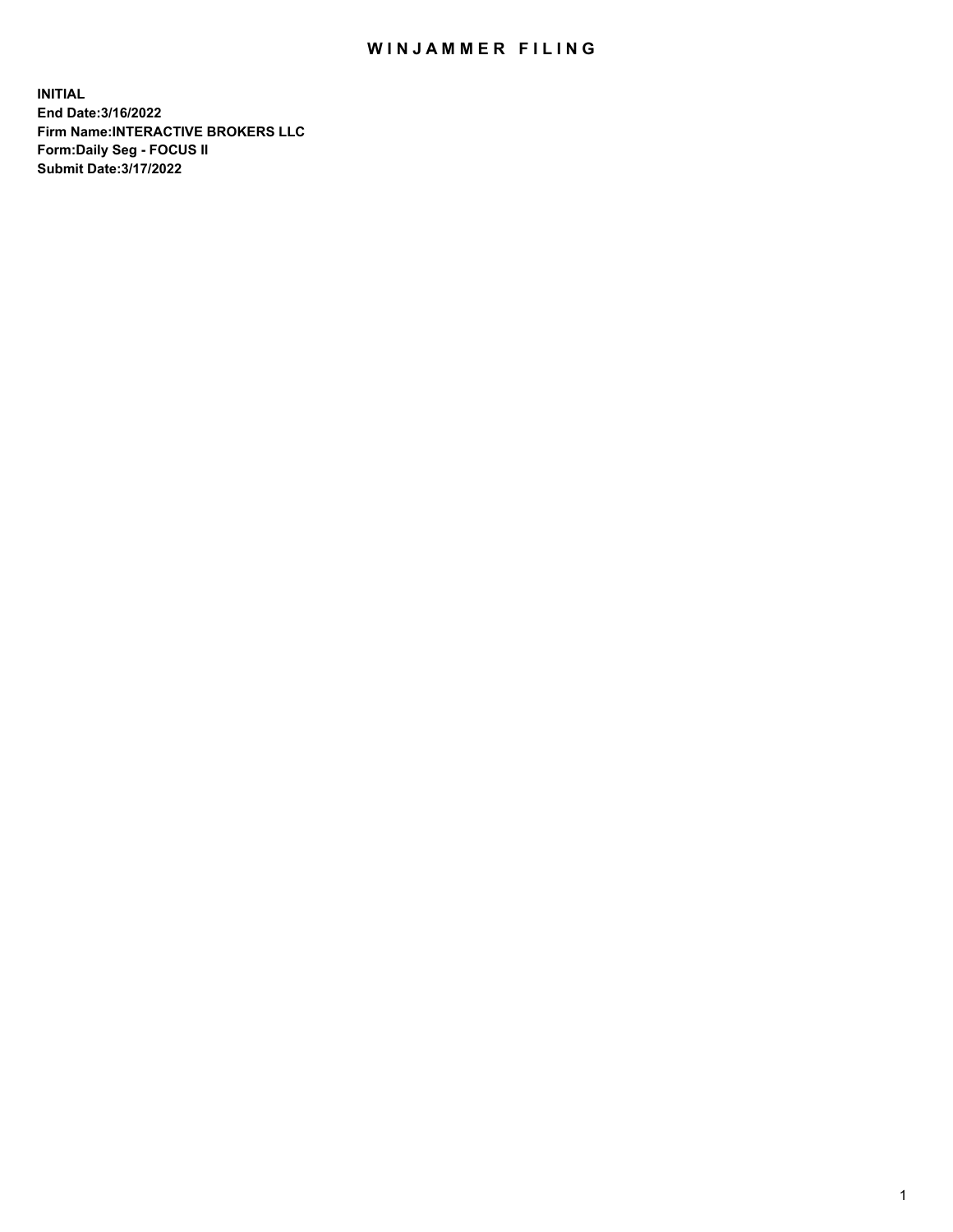# WINJAMMER FILING

**INITIAL**
**End Date:3/16/2022**
**Firm Name:INTERACTIVE BROKERS LLC**
**Form:Daily Seg - FOCUS II**
**Submit Date:3/17/2022**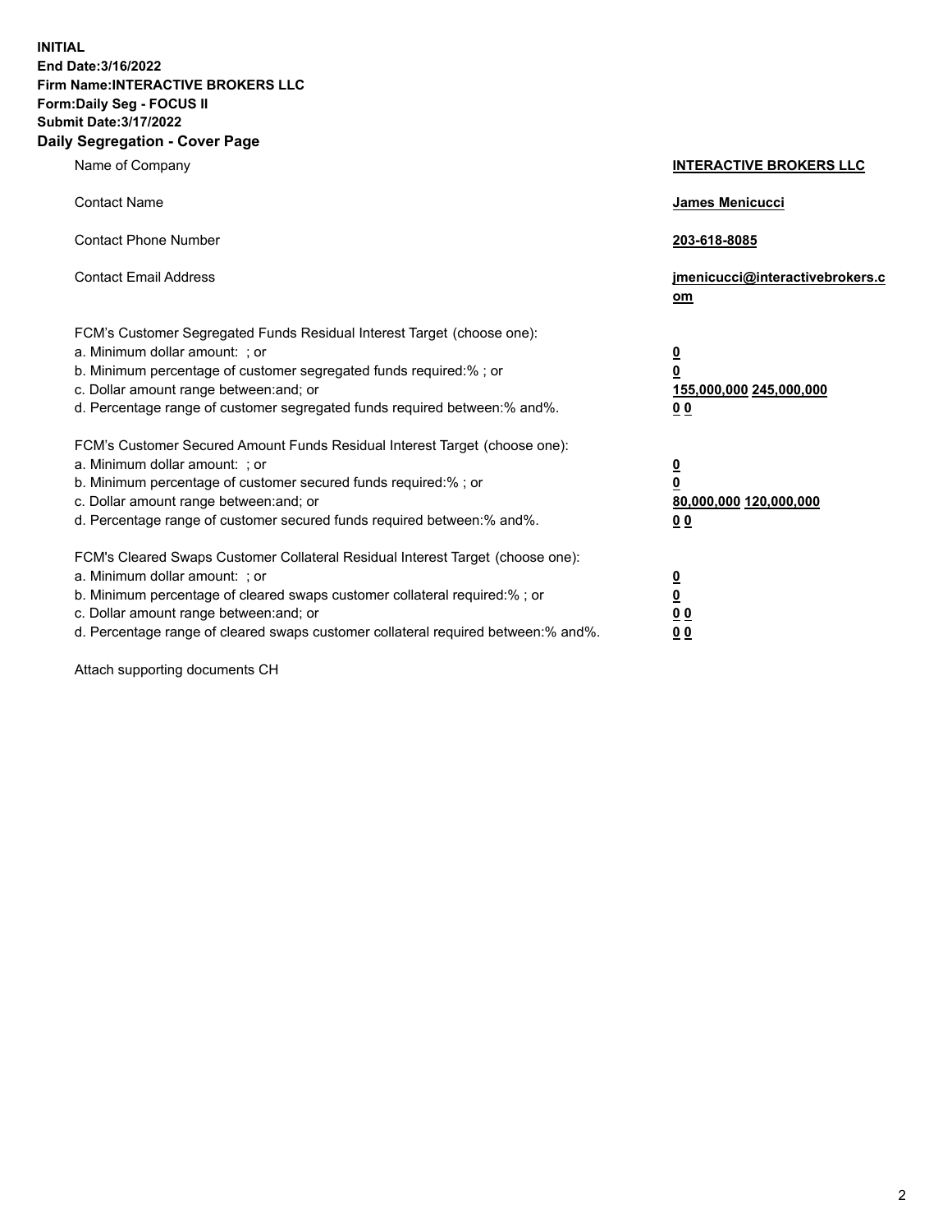**INITIAL**
**End Date:3/16/2022**
**Firm Name:INTERACTIVE BROKERS LLC**
**Form:Daily Seg - FOCUS II**
**Submit Date:3/17/2022**

## Daily Segregation - Cover Page

| | |
|---|---|
| Name of Company | **INTERACTIVE BROKERS LLC** |
| Contact Name | **James Menicucci** |
| Contact Phone Number | **203-618-8085** |
| Contact Email Address | **jmenicucci@interactivebrokers.com** |

| | |
|---|---|
| FCM's Customer Segregated Funds Residual Interest Target (choose one): | |
| a. Minimum dollar amount: ; or | **0** |
| b. Minimum percentage of customer segregated funds required:% ; or | **0** |
| c. Dollar amount range between:and; or | **155,000,000** **245,000,000** |
| d. Percentage range of customer segregated funds required between:% and%. | **0** **0** |
| FCM's Customer Secured Amount Funds Residual Interest Target (choose one): | |
| a. Minimum dollar amount: ; or | **0** |
| b. Minimum percentage of customer secured funds required:% ; or | **0** |
| c. Dollar amount range between:and; or | **80,000,000** **120,000,000** |
| d. Percentage range of customer secured funds required between:% and%. | **0** **0** |
| FCM's Cleared Swaps Customer Collateral Residual Interest Target (choose one): | |
| a. Minimum dollar amount: ; or | **0** |
| b. Minimum percentage of cleared swaps customer collateral required:% ; or | **0** |
| c. Dollar amount range between:and; or | **0** **0** |
| d. Percentage range of cleared swaps customer collateral required between:% and%. | **0** **0** |

Attach supporting documents CH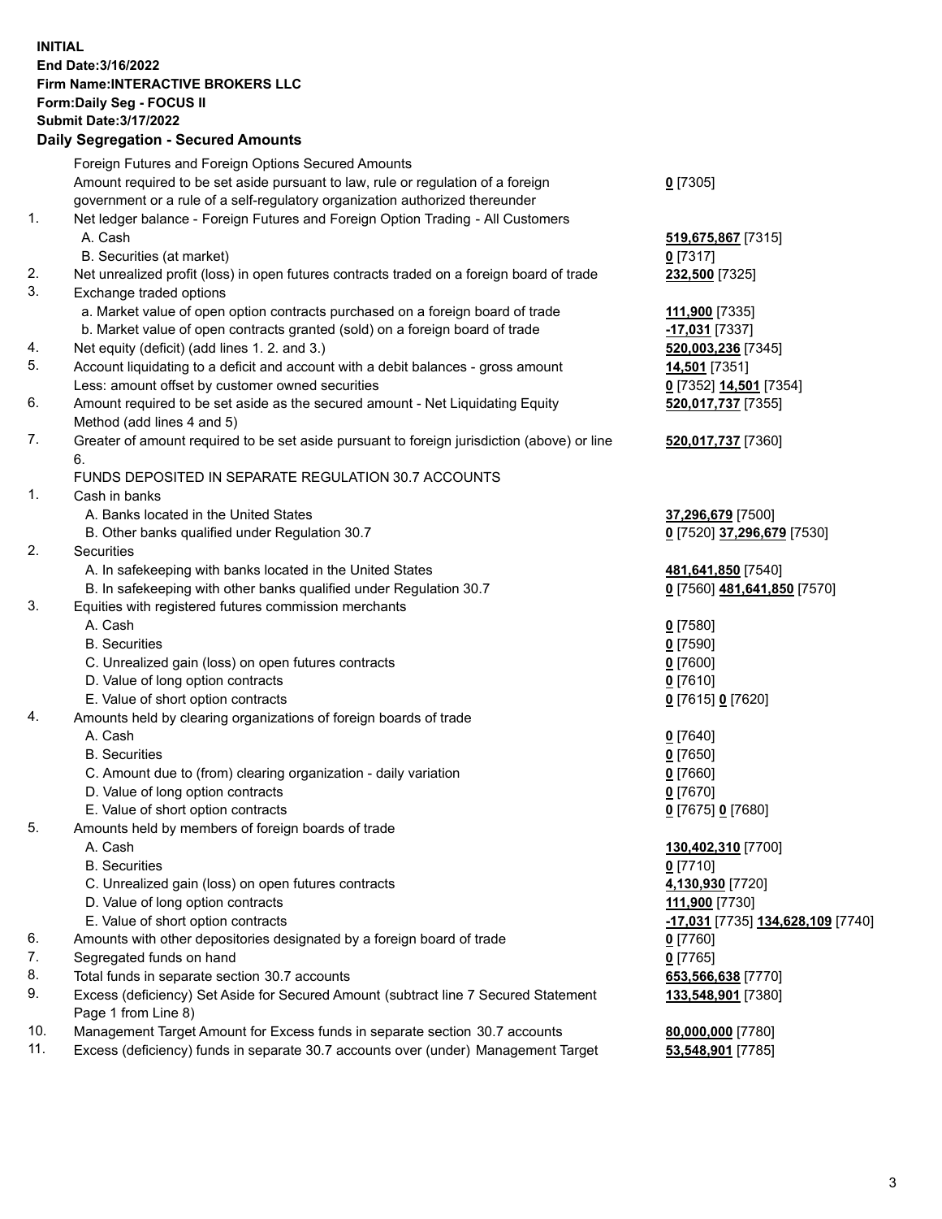**INITIAL**
**End Date:3/16/2022**
**Firm Name:INTERACTIVE BROKERS LLC**
**Form:Daily Seg - FOCUS II**
**Submit Date:3/17/2022**

## Daily Segregation - Secured Amounts

| | | |
|---|---|---|
| | Foreign Futures and Foreign Options Secured Amounts | |
| | Amount required to be set aside pursuant to law, rule or regulation of a foreign government or a rule of a self-regulatory organization authorized thereunder | 0 [7305] |
| 1. | Net ledger balance - Foreign Futures and Foreign Option Trading - All Customers | |
| | A. Cash | 519,675,867 [7315] |
| | B. Securities (at market) | 0 [7317] |
| 2. | Net unrealized profit (loss) in open futures contracts traded on a foreign board of trade | 232,500 [7325] |
| 3. | Exchange traded options | |
| | a. Market value of open option contracts purchased on a foreign board of trade | 111,900 [7335] |
| | b. Market value of open contracts granted (sold) on a foreign board of trade | -17,031 [7337] |
| 4. | Net equity (deficit) (add lines 1. 2. and 3.) | 520,003,236 [7345] |
| 5. | Account liquidating to a deficit and account with a debit balances - gross amount | 14,501 [7351] |
| | Less: amount offset by customer owned securities | 0 [7352] 14,501 [7354] |
| 6. | Amount required to be set aside as the secured amount - Net Liquidating Equity Method (add lines 4 and 5) | 520,017,737 [7355] |
| 7. | Greater of amount required to be set aside pursuant to foreign jurisdiction (above) or line 6. | 520,017,737 [7360] |
| | FUNDS DEPOSITED IN SEPARATE REGULATION 30.7 ACCOUNTS | |
| 1. | Cash in banks | |
| | A. Banks located in the United States | 37,296,679 [7500] |
| | B. Other banks qualified under Regulation 30.7 | 0 [7520] 37,296,679 [7530] |
| 2. | Securities | |
| | A. In safekeeping with banks located in the United States | 481,641,850 [7540] |
| | B. In safekeeping with other banks qualified under Regulation 30.7 | 0 [7560] 481,641,850 [7570] |
| 3. | Equities with registered futures commission merchants | |
| | A. Cash | 0 [7580] |
| | B. Securities | 0 [7590] |
| | C. Unrealized gain (loss) on open futures contracts | 0 [7600] |
| | D. Value of long option contracts | 0 [7610] |
| | E. Value of short option contracts | 0 [7615] 0 [7620] |
| 4. | Amounts held by clearing organizations of foreign boards of trade | |
| | A. Cash | 0 [7640] |
| | B. Securities | 0 [7650] |
| | C. Amount due to (from) clearing organization - daily variation | 0 [7660] |
| | D. Value of long option contracts | 0 [7670] |
| | E. Value of short option contracts | 0 [7675] 0 [7680] |
| 5. | Amounts held by members of foreign boards of trade | |
| | A. Cash | 130,402,310 [7700] |
| | B. Securities | 0 [7710] |
| | C. Unrealized gain (loss) on open futures contracts | 4,130,930 [7720] |
| | D. Value of long option contracts | 111,900 [7730] |
| | E. Value of short option contracts | -17,031 [7735] 134,628,109 [7740] |
| 6. | Amounts with other depositories designated by a foreign board of trade | 0 [7760] |
| 7. | Segregated funds on hand | 0 [7765] |
| 8. | Total funds in separate section 30.7 accounts | 653,566,638 [7770] |
| 9. | Excess (deficiency) Set Aside for Secured Amount (subtract line 7 Secured Statement Page 1 from Line 8) | 133,548,901 [7380] |
| 10. | Management Target Amount for Excess funds in separate section 30.7 accounts | 80,000,000 [7780] |
| 11. | Excess (deficiency) funds in separate 30.7 accounts over (under) Management Target | 53,548,901 [7785] |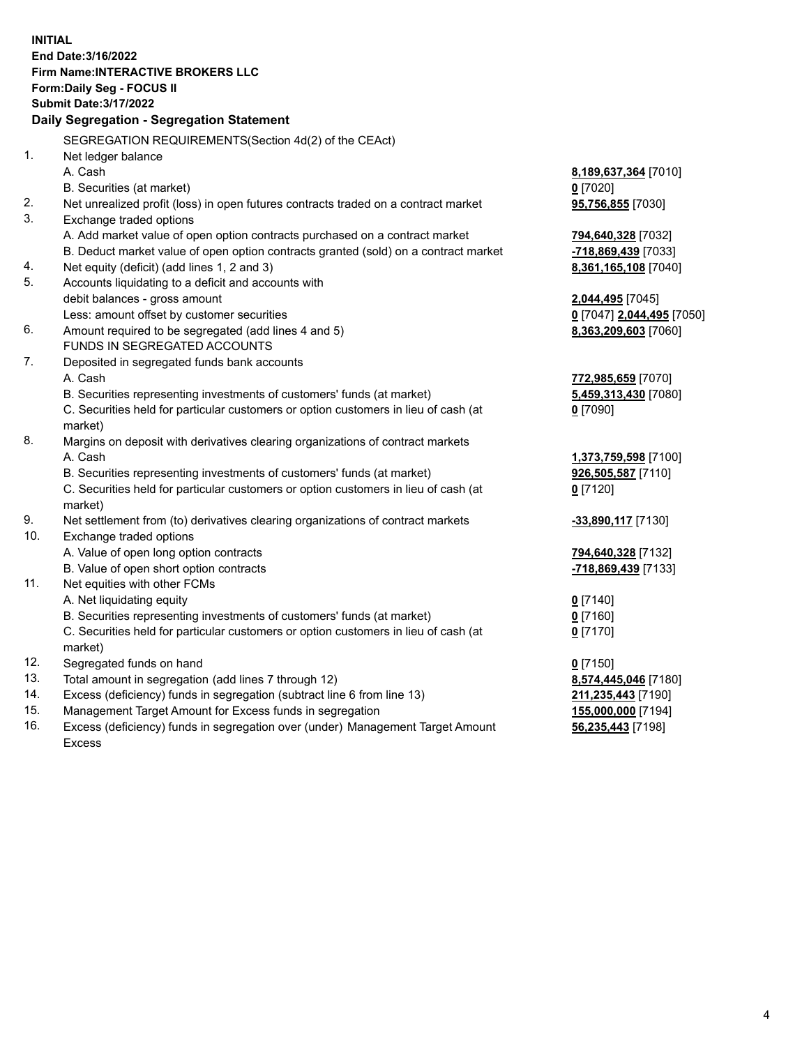**INITIAL**
**End Date:3/16/2022**
**Firm Name:INTERACTIVE BROKERS LLC**
**Form:Daily Seg - FOCUS II**
**Submit Date:3/17/2022**

**Daily Segregation - Segregation Statement**

| | | |
|---|---|---|
| | SEGREGATION REQUIREMENTS(Section 4d(2) of the CEAct) | |
| 1. | Net ledger balance | |
| | A. Cash | **8,189,637,364** [7010] |
| | B. Securities (at market) | **0** [7020] |
| 2. | Net unrealized profit (loss) in open futures contracts traded on a contract market | **95,756,855** [7030] |
| 3. | Exchange traded options | |
| | A. Add market value of open option contracts purchased on a contract market | **794,640,328** [7032] |
| | B. Deduct market value of open option contracts granted (sold) on a contract market | **-718,869,439** [7033] |
| 4. | Net equity (deficit) (add lines 1, 2 and 3) | **8,361,165,108** [7040] |
| 5. | Accounts liquidating to a deficit and accounts with debit balances - gross amount | **2,044,495** [7045] |
| | Less: amount offset by customer securities | **0** [7047] **2,044,495** [7050] |
| 6. | Amount required to be segregated (add lines 4 and 5) | **8,363,209,603** [7060] |
| | FUNDS IN SEGREGATED ACCOUNTS | |
| 7. | Deposited in segregated funds bank accounts | |
| | A. Cash | **772,985,659** [7070] |
| | B. Securities representing investments of customers' funds (at market) | **5,459,313,430** [7080] |
| | C. Securities held for particular customers or option customers in lieu of cash (at market) | **0** [7090] |
| 8. | Margins on deposit with derivatives clearing organizations of contract markets | |
| | A. Cash | **1,373,759,598** [7100] |
| | B. Securities representing investments of customers' funds (at market) | **926,505,587** [7110] |
| | C. Securities held for particular customers or option customers in lieu of cash (at market) | **0** [7120] |
| 9. | Net settlement from (to) derivatives clearing organizations of contract markets | **-33,890,117** [7130] |
| 10. | Exchange traded options | |
| | A. Value of open long option contracts | **794,640,328** [7132] |
| | B. Value of open short option contracts | **-718,869,439** [7133] |
| 11. | Net equities with other FCMs | |
| | A. Net liquidating equity | **0** [7140] |
| | B. Securities representing investments of customers' funds (at market) | **0** [7160] |
| | C. Securities held for particular customers or option customers in lieu of cash (at market) | **0** [7170] |
| 12. | Segregated funds on hand | **0** [7150] |
| 13. | Total amount in segregation (add lines 7 through 12) | **8,574,445,046** [7180] |
| 14. | Excess (deficiency) funds in segregation (subtract line 6 from line 13) | **211,235,443** [7190] |
| 15. | Management Target Amount for Excess funds in segregation | **155,000,000** [7194] |
| 16. | Excess (deficiency) funds in segregation over (under) Management Target Amount Excess | **56,235,443** [7198] |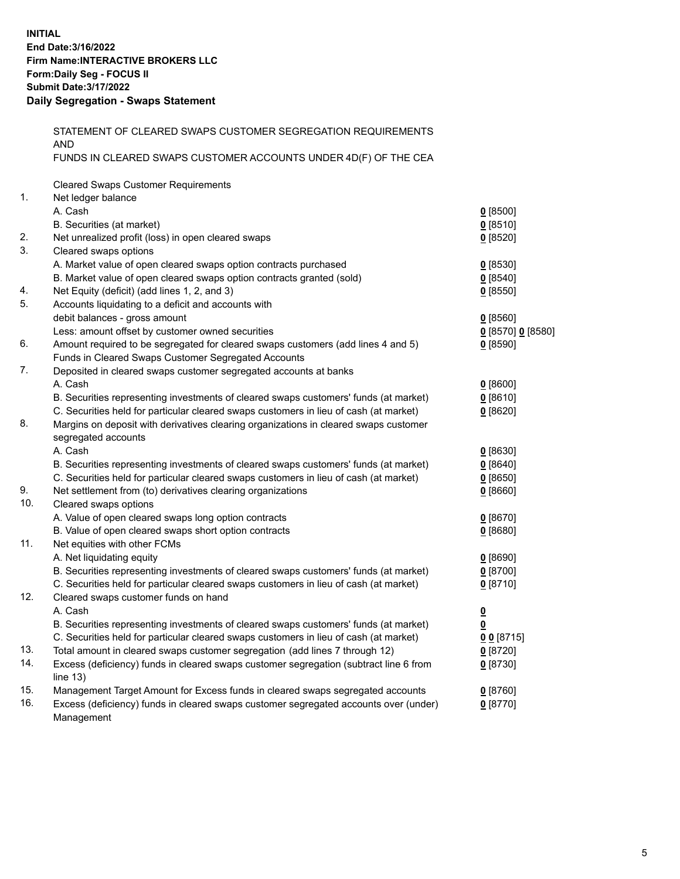**INITIAL**
**End Date:3/16/2022**
**Firm Name:INTERACTIVE BROKERS LLC**
**Form:Daily Seg - FOCUS II**
**Submit Date:3/17/2022**
**Daily Segregation - Swaps Statement**

STATEMENT OF CLEARED SWAPS CUSTOMER SEGREGATION REQUIREMENTS AND FUNDS IN CLEARED SWAPS CUSTOMER ACCOUNTS UNDER 4D(F) OF THE CEA

| | | |
|---|---|---|
| | Cleared Swaps Customer Requirements | |
| 1. | Net ledger balance | |
| | A. Cash | 0 [8500] |
| | B. Securities (at market) | 0 [8510] |
| 2. | Net unrealized profit (loss) in open cleared swaps | 0 [8520] |
| 3. | Cleared swaps options | |
| | A. Market value of open cleared swaps option contracts purchased | 0 [8530] |
| | B. Market value of open cleared swaps option contracts granted (sold) | 0 [8540] |
| 4. | Net Equity (deficit) (add lines 1, 2, and 3) | 0 [8550] |
| 5. | Accounts liquidating to a deficit and accounts with | |
| | debit balances - gross amount | 0 [8560] |
| | Less: amount offset by customer owned securities | 0 [8570] 0 [8580] |
| 6. | Amount required to be segregated for cleared swaps customers (add lines 4 and 5) | 0 [8590] |
| | Funds in Cleared Swaps Customer Segregated Accounts | |
| 7. | Deposited in cleared swaps customer segregated accounts at banks | |
| | A. Cash | 0 [8600] |
| | B. Securities representing investments of cleared swaps customers' funds (at market) | 0 [8610] |
| | C. Securities held for particular cleared swaps customers in lieu of cash (at market) | 0 [8620] |
| 8. | Margins on deposit with derivatives clearing organizations in cleared swaps customer segregated accounts | |
| | A. Cash | 0 [8630] |
| | B. Securities representing investments of cleared swaps customers' funds (at market) | 0 [8640] |
| | C. Securities held for particular cleared swaps customers in lieu of cash (at market) | 0 [8650] |
| 9. | Net settlement from (to) derivatives clearing organizations | 0 [8660] |
| 10. | Cleared swaps options | |
| | A. Value of open cleared swaps long option contracts | 0 [8670] |
| | B. Value of open cleared swaps short option contracts | 0 [8680] |
| 11. | Net equities with other FCMs | |
| | A. Net liquidating equity | 0 [8690] |
| | B. Securities representing investments of cleared swaps customers' funds (at market) | 0 [8700] |
| | C. Securities held for particular cleared swaps customers in lieu of cash (at market) | 0 [8710] |
| 12. | Cleared swaps customer funds on hand | |
| | A. Cash | 0 |
| | B. Securities representing investments of cleared swaps customers' funds (at market) | 0 |
| | C. Securities held for particular cleared swaps customers in lieu of cash (at market) | 0 0 [8715] |
| 13. | Total amount in cleared swaps customer segregation (add lines 7 through 12) | 0 [8720] |
| 14. | Excess (deficiency) funds in cleared swaps customer segregation (subtract line 6 from line 13) | 0 [8730] |
| 15. | Management Target Amount for Excess funds in cleared swaps segregated accounts | 0 [8760] |
| 16. | Excess (deficiency) funds in cleared swaps customer segregated accounts over (under) Management | 0 [8770] |